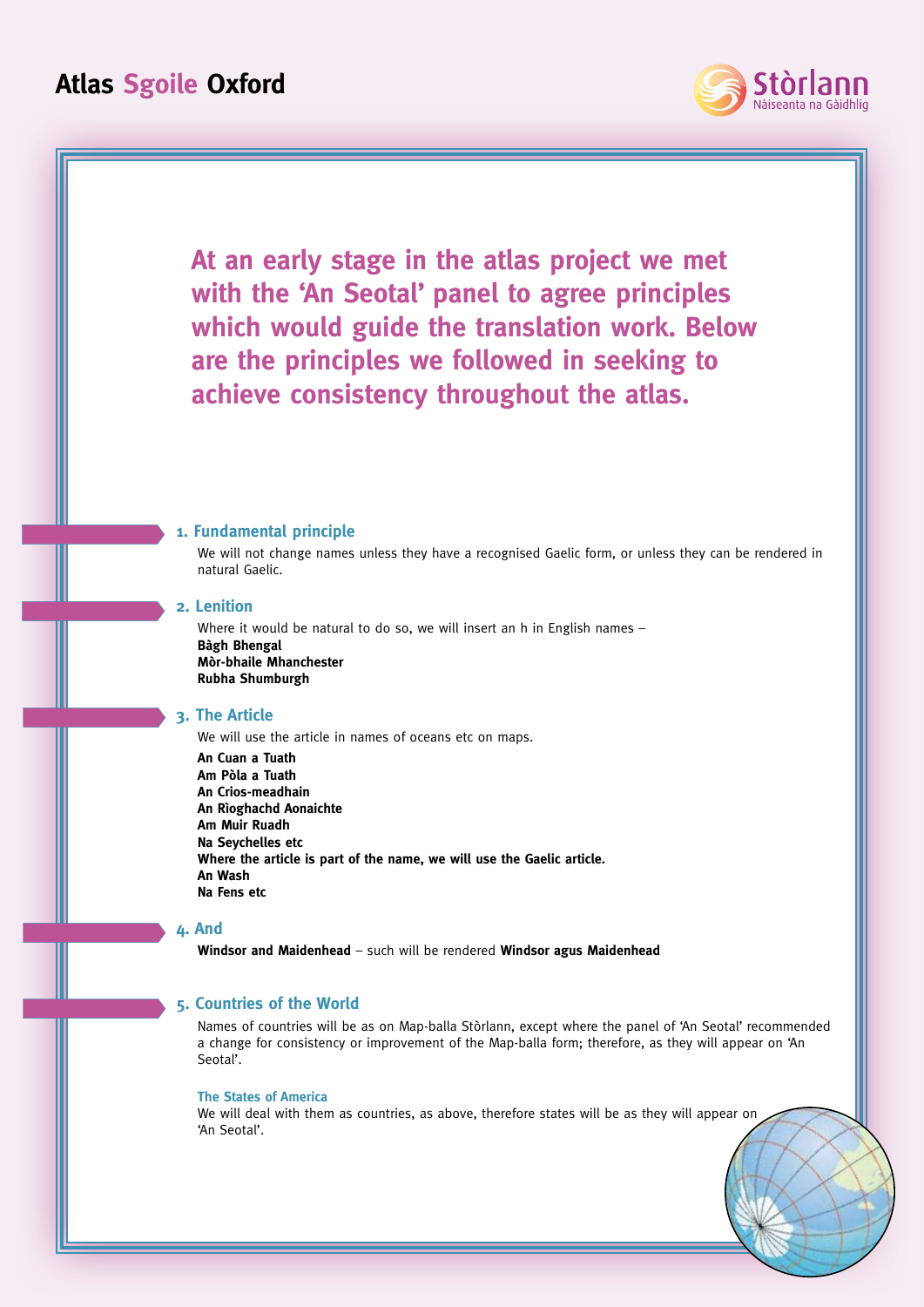# Atlas Sgoile Oxford

Stòrlann
Nàiseanta na Gàidhlig

**At an early stage in the atlas project we met with the 'An Seotal' panel to agree principles which would guide the translation work. Below are the principles we followed in seeking to achieve consistency throughout the atlas.**

## 1. Fundamental principle

We will not change names unless they have a recognised Gaelic form, or unless they can be rendered in natural Gaelic.

## 2. Lenition

Where it would be natural to do so, we will insert an h in English names –

**Bàgh Bhengal**
**Mòr-bhaile Mhanchester**
**Rubha Shumburgh**

## 3. The Article

We will use the article in names of oceans etc on maps.

**An Cuan a Tuath**
**Am Pòla a Tuath**
**An Crios-meadhain**
**An Rìoghachd Aonaichte**
**Am Muir Ruadh**
**Na Seychelles etc**
**Where the article is part of the name, we will use the Gaelic article.**
**An Wash**
**Na Fens etc**

## 4. And

**Windsor and Maidenhead** – such will be rendered **Windsor agus Maidenhead**

## 5. Countries of the World

Names of countries will be as on Map-balla Stòrlann, except where the panel of 'An Seotal' recommended a change for consistency or improvement of the Map-balla form; therefore, as they will appear on 'An Seotal'.

### The States of America

We will deal with them as countries, as above, therefore states will be as they will appear on 'An Seotal'.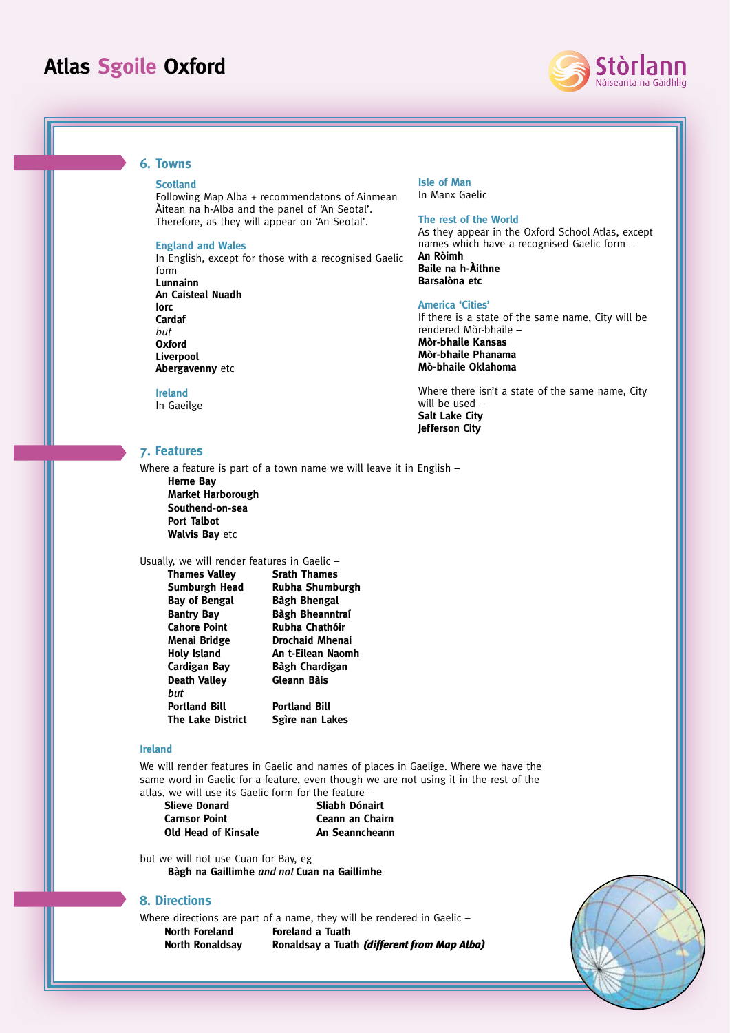## 6. Towns

### Scotland

Following Map Alba + recommendatons of Ainmean Àitean na h-Alba and the panel of 'An Seotal'. Therefore, as they will appear on 'An Seotal'.

### England and Wales

In English, except for those with a recognised Gaelic form –
**Lunnainn**
**An Caisteal Nuadh**
**Iorc**
**Cardaf**
*but*
**Oxford**
**Liverpool**
**Abergavenny** etc

### Ireland

In Gaeilge

### Isle of Man

In Manx Gaelic

### The rest of the World

As they appear in the Oxford School Atlas, except names which have a recognised Gaelic form –
**An Ròimh**
**Baile na h-Àithne**
**Barsalòna etc**

### America 'Cities'

If there is a state of the same name, City will be rendered Mòr-bhaile –
**Mòr-bhaile Kansas**
**Mòr-bhaile Phanama**
**Mò-bhaile Oklahoma**

Where there isn't a state of the same name, City will be used –
**Salt Lake City**
**Jefferson City**

## 7. Features

Where a feature is part of a town name we will leave it in English –
**Herne Bay**
**Market Harborough**
**Southend-on-sea**
**Port Talbot**
**Walvis Bay** etc

Usually, we will render features in Gaelic –

| | |
|---|---|
| **Thames Valley** | **Srath Thames** |
| **Sumburgh Head** | **Rubha Shumburgh** |
| **Bay of Bengal** | **Bàgh Bhengal** |
| **Bantry Bay** | **Bàgh Bheanntraí** |
| **Cahore Point** | **Rubha Chathóir** |
| **Menai Bridge** | **Drochaid Mhenai** |
| **Holy Island** | **An t-Eilean Naomh** |
| **Cardigan Bay** | **Bàgh Chardigan** |
| **Death Valley** | **Gleann Bàis** |
| *but* | |
| **Portland Bill** | **Portland Bill** |
| **The Lake District** | **Sgìre nan Lakes** |

### Ireland

We will render features in Gaelic and names of places in Gaelige. Where we have the same word in Gaelic for a feature, even though we are not using it in the rest of the atlas, we will use its Gaelic form for the feature –

| | |
|---|---|
| **Slieve Donard** | **Sliabh Dónairt** |
| **Carnsor Point** | **Ceann an Chairn** |
| **Old Head of Kinsale** | **An Seanncheann** |

but we will not use Cuan for Bay, eg
**Bàgh na Gaillimhe** *and not* **Cuan na Gaillimhe**

## 8. Directions

Where directions are part of a name, they will be rendered in Gaelic –

| | |
|---|---|
| **North Foreland** | **Foreland a Tuath** |
| **North Ronaldsay** | **Ronaldsay a Tuath** ***(different from Map Alba)*** |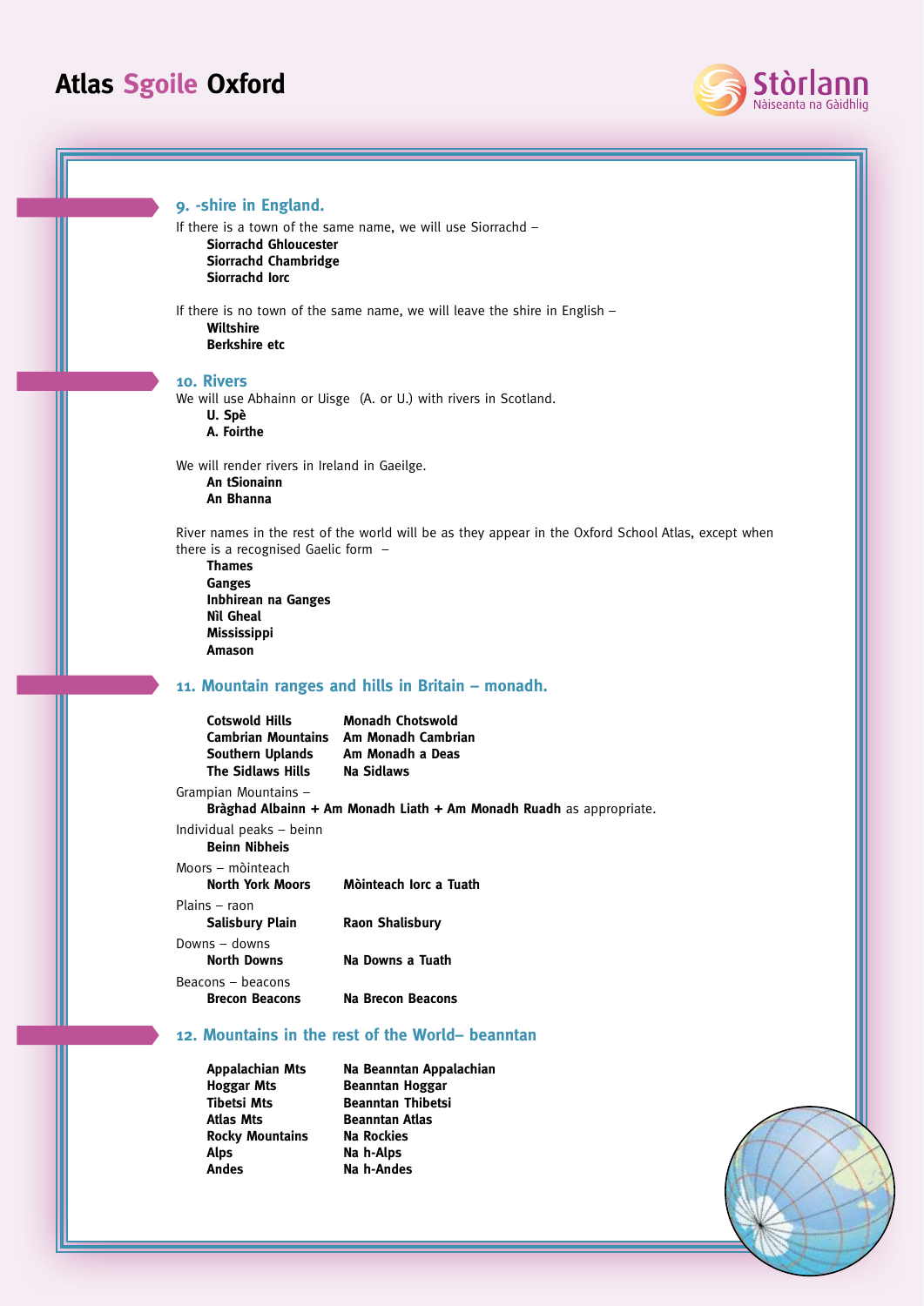## 9. -shire in England.

If there is a town of the same name, we will use Siorrachd –

**Siorrachd Ghloucester**
**Siorrachd Chambridge**
**Siorrachd Iorc**

If there is no town of the same name, we will leave the shire in English –

**Wiltshire**
**Berkshire etc**

## 10. Rivers

We will use Abhainn or Uisge (A. or U.) with rivers in Scotland.

**U. Spè**
**A. Foirthe**

We will render rivers in Ireland in Gaeilge.

**An tSionainn**
**An Bhanna**

River names in the rest of the world will be as they appear in the Oxford School Atlas, except when there is a recognised Gaelic form –

**Thames**
**Ganges**
**Inbhirean na Ganges**
**Nìl Gheal**
**Mississippi**
**Amason**

## 11. Mountain ranges and hills in Britain – monadh.

| | |
|---|---|
| **Cotswold Hills** | **Monadh Chotswold** |
| **Cambrian Mountains** | **Am Monadh Cambrian** |
| **Southern Uplands** | **Am Monadh a Deas** |
| **The Sidlaws Hills** | **Na Sidlaws** |

Grampian Mountains –
**Bràghad Albainn + Am Monadh Liath + Am Monadh Ruadh** as appropriate.

Individual peaks – beinn
**Beinn Nibheis**

Moors – mòinteach

| | |
|---|---|
| **North York Moors** | **Mòinteach Iorc a Tuath** |

Plains – raon

| | |
|---|---|
| **Salisbury Plain** | **Raon Shalisbury** |

Downs – downs

| | |
|---|---|
| **North Downs** | **Na Downs a Tuath** |

Beacons – beacons

| | |
|---|---|
| **Brecon Beacons** | **Na Brecon Beacons** |

## 12. Mountains in the rest of the World– beanntan

| | |
|---|---|
| **Appalachian Mts** | **Na Beanntan Appalachian** |
| **Hoggar Mts** | **Beanntan Hoggar** |
| **Tibetsi Mts** | **Beanntan Thibetsi** |
| **Atlas Mts** | **Beanntan Atlas** |
| **Rocky Mountains** | **Na Rockies** |
| **Alps** | **Na h-Alps** |
| **Andes** | **Na h-Andes** |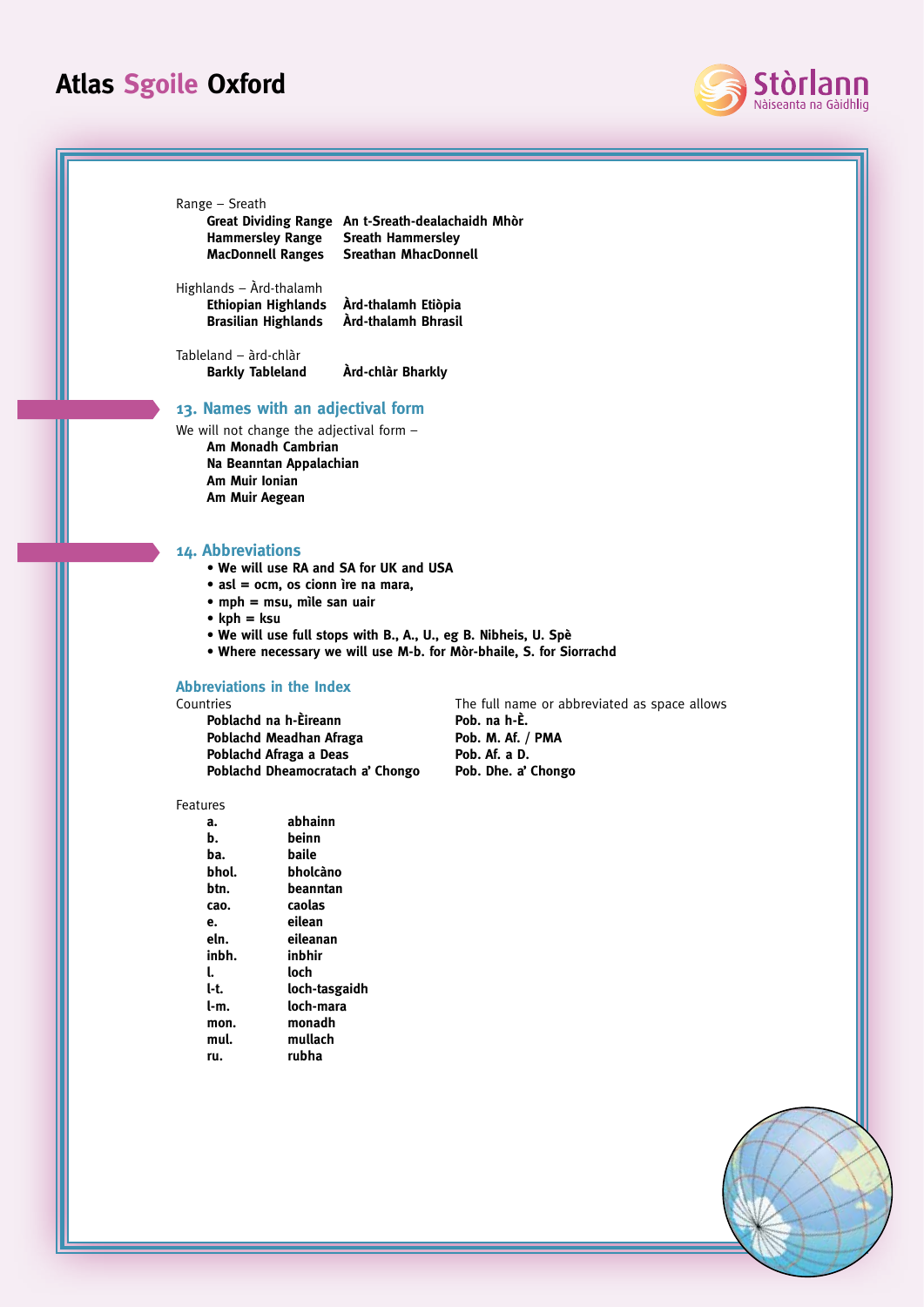Range – Sreath

| | |
|---|---|
| **Great Dividing Range** | **An t-Sreath-dealachaidh Mhòr** |
| **Hammersley Range** | **Sreath Hammersley** |
| **MacDonnell Ranges** | **Sreathan MhacDonnell** |

Highlands – Àrd-thalamh

| | |
|---|---|
| **Ethiopian Highlands** | **Àrd-thalamh Etiòpia** |
| **Brasilian Highlands** | **Àrd-thalamh Bhrasil** |

Tableland – àrd-chlàr

| | |
|---|---|
| **Barkly Tableland** | **Àrd-chlàr Bharkly** |

## 13. Names with an adjectival form

We will not change the adjectival form –

**Am Monadh Cambrian**
**Na Beanntan Appalachian**
**Am Muir Ionian**
**Am Muir Aegean**

## 14. Abbreviations

- **We will use RA and SA for UK and USA**
- **asl = ocm, os cionn ìre na mara,**
- **mph = msu, mìle san uair**
- **kph = ksu**
- **We will use full stops with B., A., U., eg B. Nibheis, U. Spè**
- **Where necessary we will use M-b. for Mòr-bhaile, S. for Siorrachd**

### Abbreviations in the Index

| Countries | The full name or abbreviated as space allows |
|---|---|
| **Poblachd na h-Èireann** | **Pob. na h-È.** |
| **Poblachd Meadhan Afraga** | **Pob. M. Af. / PMA** |
| **Poblachd Afraga a Deas** | **Pob. Af. a D.** |
| **Poblachd Dheamocratach a' Chongo** | **Pob. Dhe. a' Chongo** |

Features

| | |
|---|---|
| **a.** | **abhainn** |
| **b.** | **beinn** |
| **ba.** | **baile** |
| **bhol.** | **bholcàno** |
| **btn.** | **beanntan** |
| **cao.** | **caolas** |
| **e.** | **eilean** |
| **eln.** | **eileanan** |
| **inbh.** | **inbhir** |
| **l.** | **loch** |
| **l-t.** | **loch-tasgaidh** |
| **l-m.** | **loch-mara** |
| **mon.** | **monadh** |
| **mul.** | **mullach** |
| **ru.** | **rubha** |